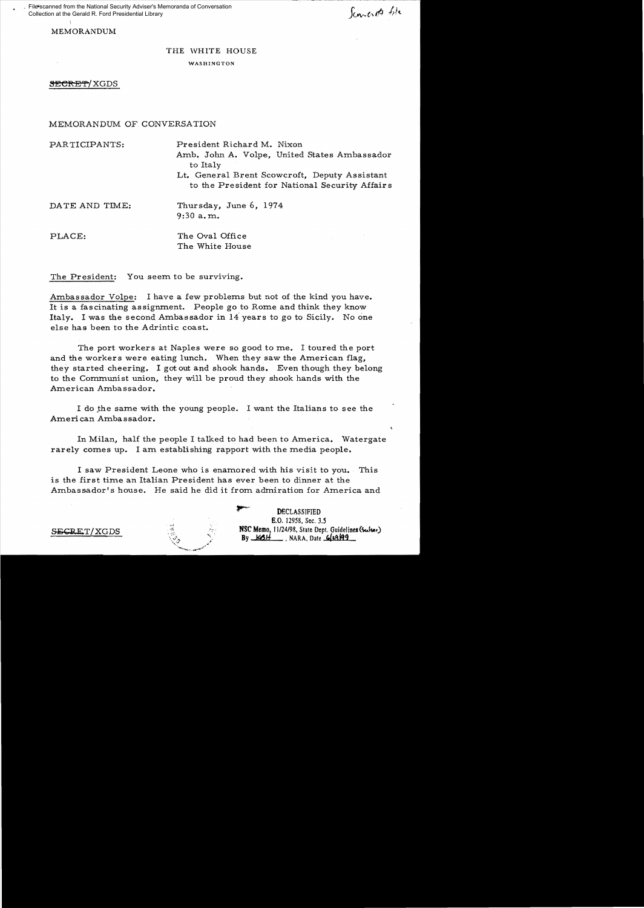File scanned from the National Security Adviser's Memoranda of Conversation Collection at the Gerald R. Ford Presidential Library

Scowcroft file

MEMORANDUM

THE WHITE HOUSE

WASHINGTON

~~SECRET~~/XGDS

MEMORANDUM OF CONVERSATION

PARTICIPANTS: President Richard M. Nixon
Amb. John A. Volpe, United States Ambassador to Italy
Lt. General Brent Scowcroft, Deputy Assistant to the President for National Security Affairs

DATE AND TIME: Thursday, June 6, 1974
9:30 a.m.

PLACE: The Oval Office
The White House

The President: You seem to be surviving.

Ambassador Volpe: I have a few problems but not of the kind you have. It is a fascinating assignment. People go to Rome and think they know Italy. I was the second Ambassador in 14 years to go to Sicily. No one else has been to the Adrintic coast.

The port workers at Naples were so good to me. I toured the port and the workers were eating lunch. When they saw the American flag, they started cheering. I got out and shook hands. Even though they belong to the Communist union, they will be proud they shook hands with the American Ambassador.

I do the same with the young people. I want the Italians to see the American Ambassador.

In Milan, half the people I talked to had been to America. Watergate rarely comes up. I am establishing rapport with the media people.

I saw President Leone who is enamored with his visit to you. This is the first time an Italian President has ever been to dinner at the Ambassador's house. He said he did it from admiration for America and

~~SECRET~~/XGDS

DECLASSIFIED
E.O. 12958, Sec. 3.5
NSC Memo, 11/24/98, State Dept. Guidelines (Sculser)
By KBH, NARA, Date 6/29/99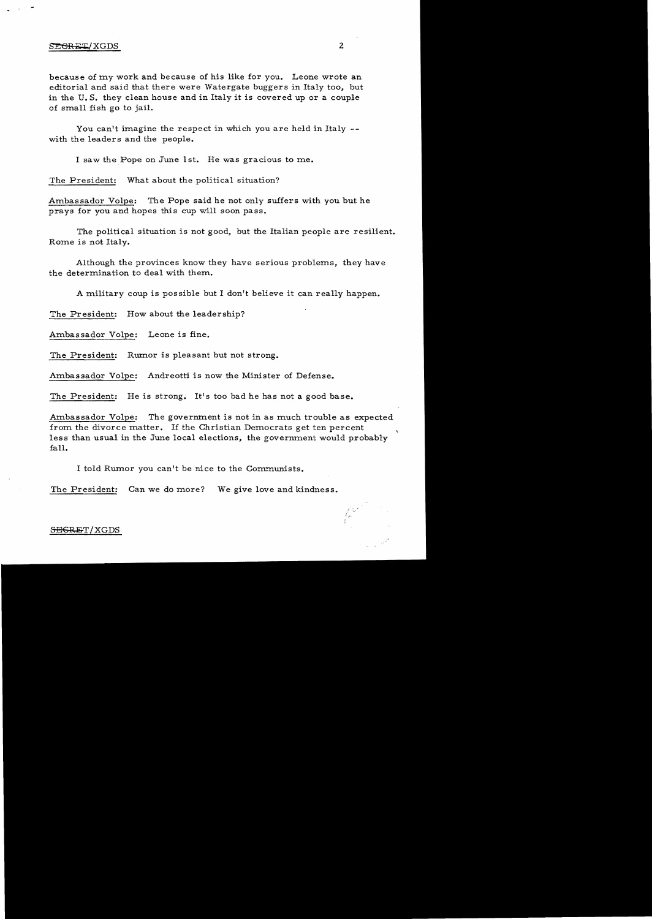because of my work and because of his like for you. Leone wrote an editorial and said that there were Watergate buggers in Italy too, but in the U.S. they clean house and in Italy it is covered up or a couple of small fish go to jail.

You can't imagine the respect in which you are held in Italy -- with the leaders and the people.

I saw the Pope on June 1st. He was gracious to me.

The President: What about the political situation?

Ambassador Volpe: The Pope said he not only suffers with you but he prays for you and hopes this cup will soon pass.

The political situation is not good, but the Italian people are resilient. Rome is not Italy.

Although the provinces know they have serious problems, they have the determination to deal with them.

A military coup is possible but I don't believe it can really happen.

The President: How about the leadership?

Ambassador Volpe: Leone is fine.

The President: Rumor is pleasant but not strong.

Ambassador Volpe: Andreotti is now the Minister of Defense.

The President: He is strong. It's too bad he has not a good base.

Ambassador Volpe: The government is not in as much trouble as expected from the divorce matter. If the Christian Democrats get ten percent less than usual in the June local elections, the government would probably fall.

I told Rumor you can't be nice to the Communists.

The President: Can we do more? We give love and kindness.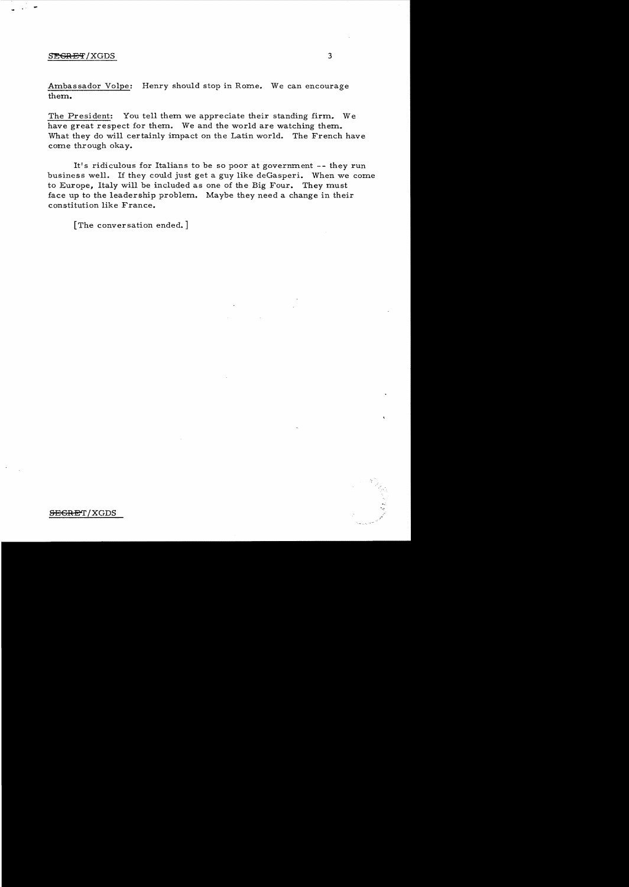Ambassador Volpe: Henry should stop in Rome. We can encourage them.

The President: You tell them we appreciate their standing firm. We have great respect for them. We and the world are watching them. What they do will certainly impact on the Latin world. The French have come through okay.

It's ridiculous for Italians to be so poor at government -- they run business well. If they could just get a guy like deGasperi. When we come to Europe, Italy will be included as one of the Big Four. They must face up to the leadership problem. Maybe they need a change in their constitution like France.

[The conversation ended.]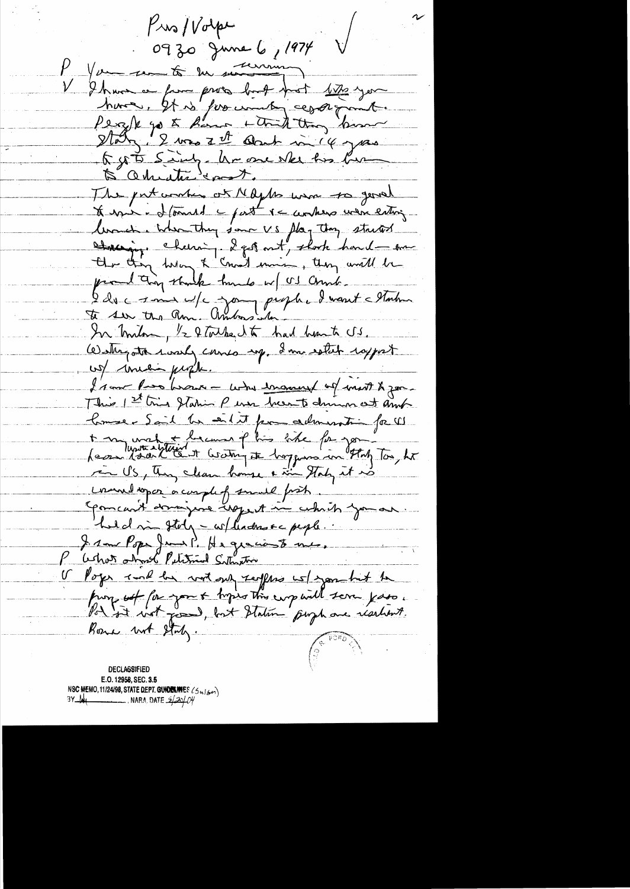Pres/Volpe
0930 June 6, 1974

P You seem to be surviving.

V I have a few pros but not like yours. It is pro-country cesspit. People go to Rome + think they know Italy. I was 2nd out in 14 years to go to Sicily. No one else has been to Adriatic coast.

The port workers at Naples were so good to me. I toured a port + workers were eating lunch. When they saw US flag they started shouting, cheering. I got out, shook hands — one thing they want to Communist union, they will be proud they shook hands w/ US Amb.

I do a lot w/ young people. I want Italians to see the Am. Ambassador.

In Milan, 1/2 I talked to had been to US.

Watergate rarely comes up. I mean establish rapport w/ Italian people.

I saw Pres Leone — who honored us w/ visit to you. This 1st time Italian P was been to dinner at Amb house. Said he did it from admiration for US + my work + because of his like for you. Leone talked about Watergate happening in Italy too, but in US, they clean house + in Italy it is covered up or couple of small fish.

You can't imagine respect in which you are held in Italy — w/ leaders + people.

I saw Pope June 1. He gracious to me.

P What about Political Situation

V Pope said he not only suffers w/ you but he prays etc for you + hopes this cup will soon pass.

Pol sit not good, but Italian people are resilient. Rome not Italy.

DECLASSIFIED
E.O. 12958, SEC. 3.5
NSC MEMO, 11/24/98, STATE DEPT. GUIDELINES
BY ___ NARA, DATE ___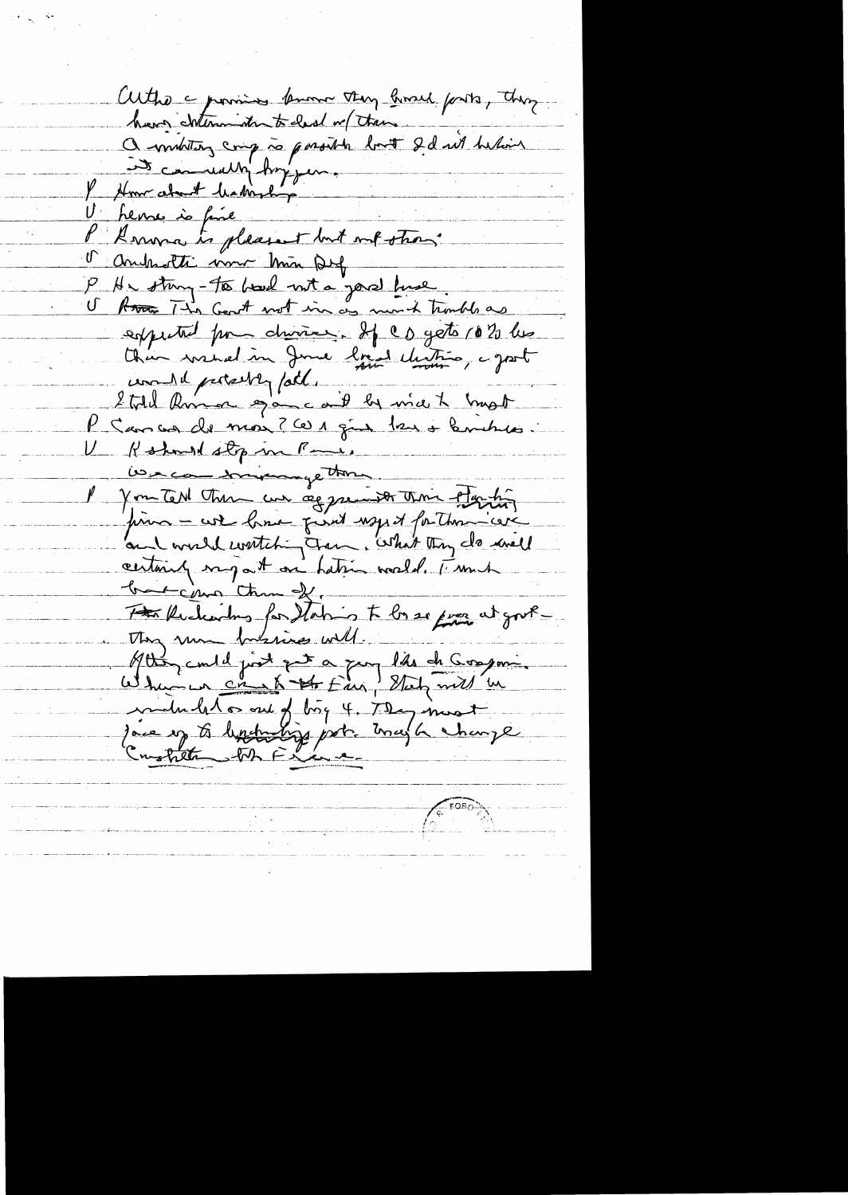Altho c promise honor Army Armed forces, they have determination to deal w/ them.
A military coup is possible but I do not believe it can really happen.

P How about leadership

U Leone is fine

P Rumor is pleasant but not strong.

U Andreotti now Min Def

P He strong - too bad not a good base.

U The Govt not in as much trouble as expected from divorce. If CD gets 10% less than usual in June local elections, a govt would probably fall.
I told Rumor again it would be nice to meet

P Can we do more? We give loans & credits.

U It should stop in Rome.
We can manage them.

P You tell them we appreciate their standing firm — we have great respect for them and world watching them. What they do will certainly impact on Latin world. I must have come there ?.
The Richardsons for Italy to be so free at govt — they run business well.
If they could just get a guy like de Gasperi.
When we come to the Fair, Italy will be included as one of big 4. They must face up to leadership part. Maybe change Constitution to France.